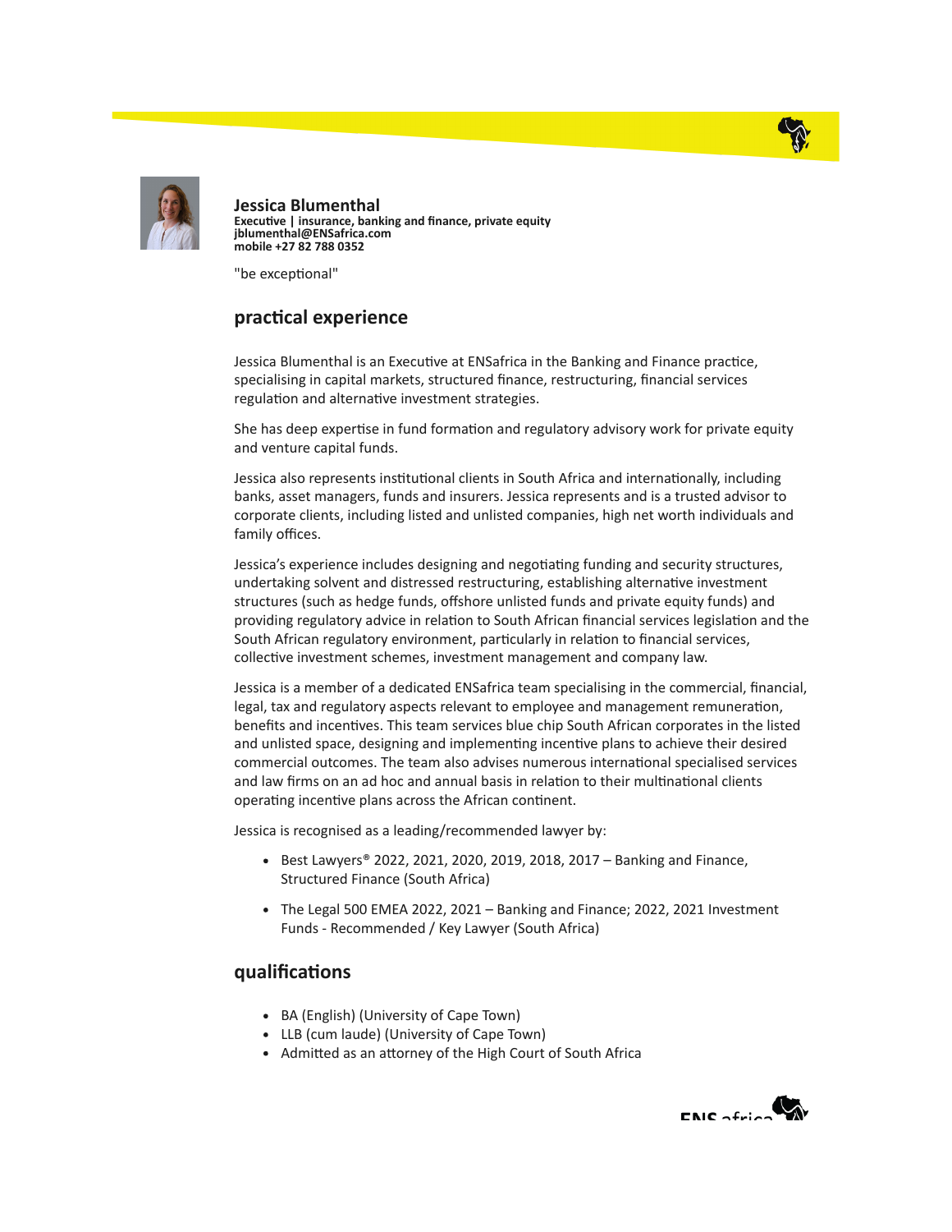# Jessica Blumenthal

**Executive | insurance, banking and finance, private equity**
**jblumenthal@ENSafrica.com**
**mobile +27 82 788 0352**

"be exceptional"

## practical experience

Jessica Blumenthal is an Executive at ENSafrica in the Banking and Finance practice, specialising in capital markets, structured finance, restructuring, financial services regulation and alternative investment strategies.

She has deep expertise in fund formation and regulatory advisory work for private equity and venture capital funds.

Jessica also represents institutional clients in South Africa and internationally, including banks, asset managers, funds and insurers. Jessica represents and is a trusted advisor to corporate clients, including listed and unlisted companies, high net worth individuals and family offices.

Jessica's experience includes designing and negotiating funding and security structures, undertaking solvent and distressed restructuring, establishing alternative investment structures (such as hedge funds, offshore unlisted funds and private equity funds) and providing regulatory advice in relation to South African financial services legislation and the South African regulatory environment, particularly in relation to financial services, collective investment schemes, investment management and company law.

Jessica is a member of a dedicated ENSafrica team specialising in the commercial, financial, legal, tax and regulatory aspects relevant to employee and management remuneration, benefits and incentives. This team services blue chip South African corporates in the listed and unlisted space, designing and implementing incentive plans to achieve their desired commercial outcomes. The team also advises numerous international specialised services and law firms on an ad hoc and annual basis in relation to their multinational clients operating incentive plans across the African continent.

Jessica is recognised as a leading/recommended lawyer by:

- Best Lawyers® 2022, 2021, 2020, 2019, 2018, 2017 – Banking and Finance, Structured Finance (South Africa)
- The Legal 500 EMEA 2022, 2021 – Banking and Finance; 2022, 2021 Investment Funds - Recommended / Key Lawyer (South Africa)

## qualifications

- BA (English) (University of Cape Town)
- LLB (cum laude) (University of Cape Town)
- Admitted as an attorney of the High Court of South Africa